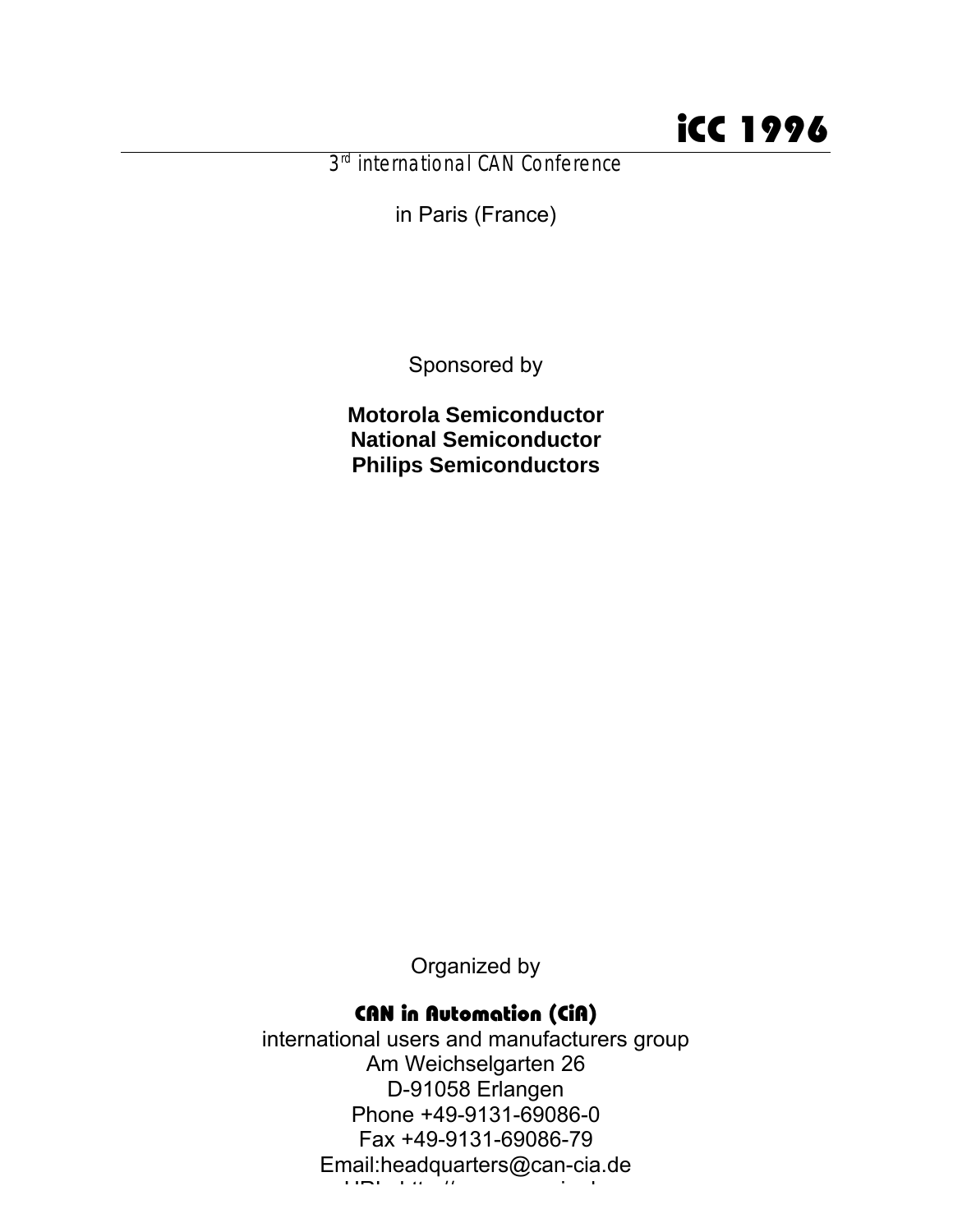# iCC 1996

*3rd international CAN Conference*

in Paris (France)

Sponsored by

**Motorola Semiconductor**
**National Semiconductor**
**Philips Semiconductors**

Organized by

**CAN in Automation (CiA)**

international users and manufacturers group
Am Weichselgarten 26
D-91058 Erlangen
Phone +49-9131-69086-0
Fax +49-9131-69086-79
Email:headquarters@can-cia.de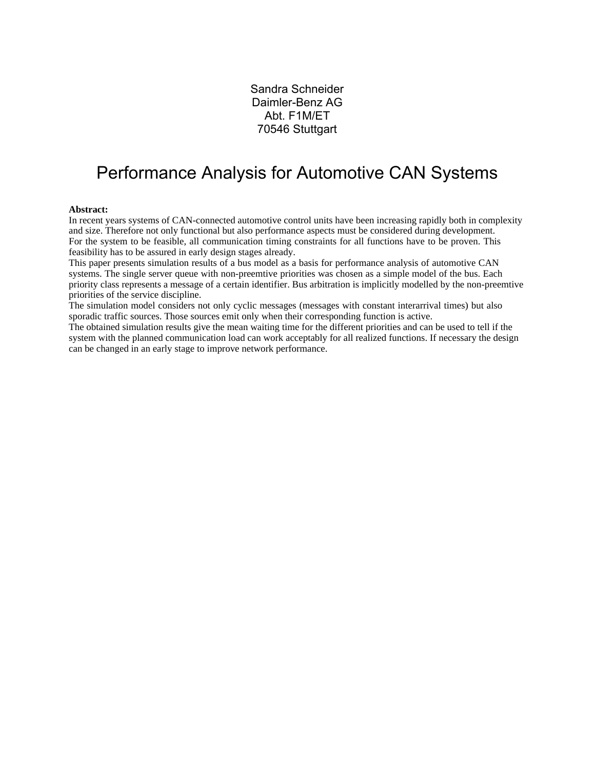Sandra Schneider
Daimler-Benz AG
Abt. F1M/ET
70546 Stuttgart

# Performance Analysis for Automotive CAN Systems

**Abstract:**
In recent years systems of CAN-connected automotive control units have been increasing rapidly both in complexity and size. Therefore not only functional but also performance aspects must be considered during development.
For the system to be feasible, all communication timing constraints for all functions have to be proven. This feasibility has to be assured in early design stages already.
This paper presents simulation results of a bus model as a basis for performance analysis of automotive CAN systems. The single server queue with non-preemtive priorities was chosen as a simple model of the bus. Each priority class represents a message of a certain identifier. Bus arbitration is implicitly modelled by the non-preemtive priorities of the service discipline.
The simulation model considers not only cyclic messages (messages with constant interarrival times) but also sporadic traffic sources. Those sources emit only when their corresponding function is active.
The obtained simulation results give the mean waiting time for the different priorities and can be used to tell if the system with the planned communication load can work acceptably for all realized functions. If necessary the design can be changed in an early stage to improve network performance.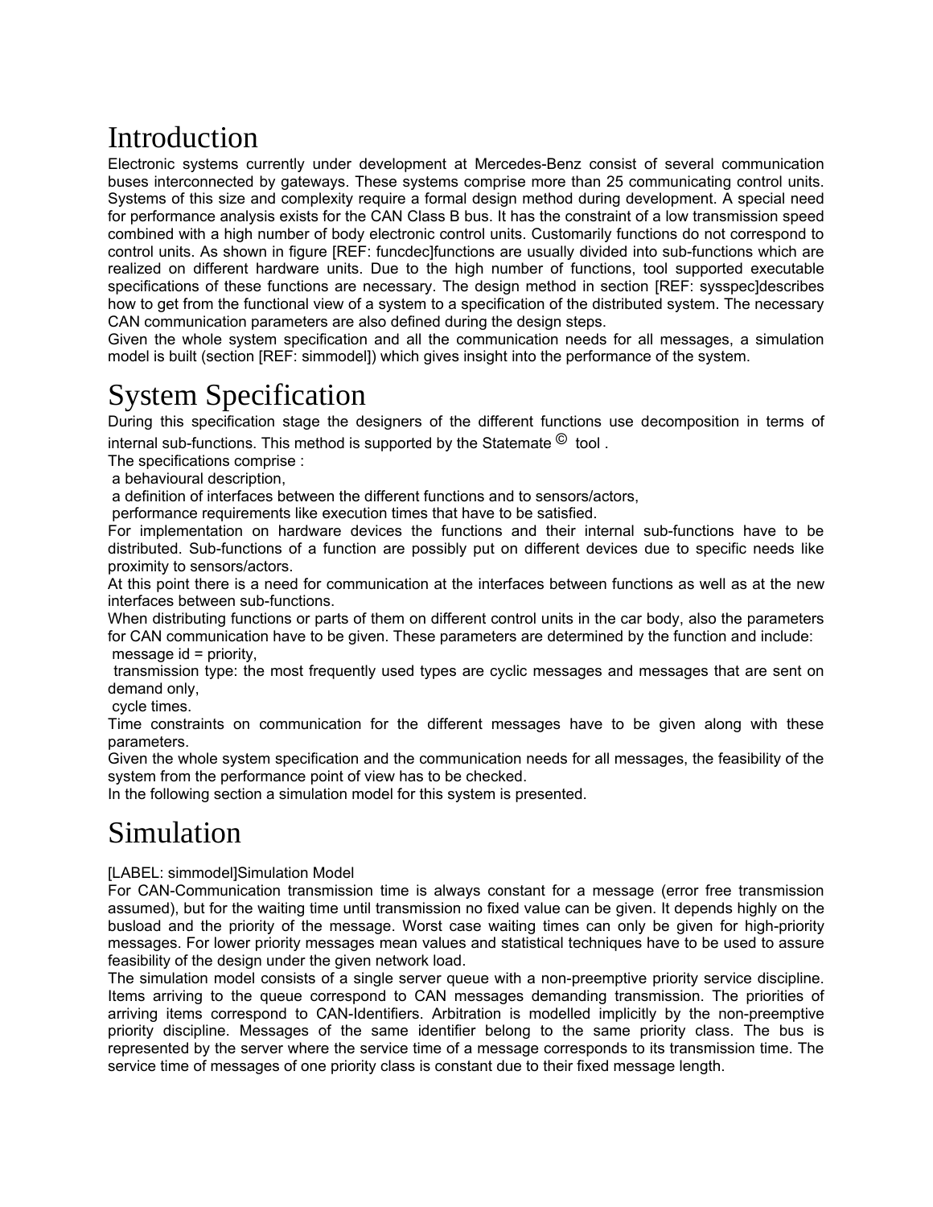# Introduction

Electronic systems currently under development at Mercedes-Benz consist of several communication buses interconnected by gateways. These systems comprise more than 25 communicating control units. Systems of this size and complexity require a formal design method during development. A special need for performance analysis exists for the CAN Class B bus. It has the constraint of a low transmission speed combined with a high number of body electronic control units. Customarily functions do not correspond to control units. As shown in figure [REF: funcdec]functions are usually divided into sub-functions which are realized on different hardware units. Due to the high number of functions, tool supported executable specifications of these functions are necessary. The design method in section [REF: sysspec]describes how to get from the functional view of a system to a specification of the distributed system. The necessary CAN communication parameters are also defined during the design steps.

Given the whole system specification and all the communication needs for all messages, a simulation model is built (section [REF: simmodel]) which gives insight into the performance of the system.

# System Specification

During this specification stage the designers of the different functions use decomposition in terms of internal sub-functions. This method is supported by the Statemate © tool .

The specifications comprise :

- a behavioural description,
- a definition of interfaces between the different functions and to sensors/actors,
- performance requirements like execution times that have to be satisfied.

For implementation on hardware devices the functions and their internal sub-functions have to be distributed. Sub-functions of a function are possibly put on different devices due to specific needs like proximity to sensors/actors.

At this point there is a need for communication at the interfaces between functions as well as at the new interfaces between sub-functions.

When distributing functions or parts of them on different control units in the car body, also the parameters for CAN communication have to be given. These parameters are determined by the function and include:

- message id = priority,
- transmission type: the most frequently used types are cyclic messages and messages that are sent on demand only,
- cycle times.

Time constraints on communication for the different messages have to be given along with these parameters.

Given the whole system specification and the communication needs for all messages, the feasibility of the system from the performance point of view has to be checked.

In the following section a simulation model for this system is presented.

# Simulation

[LABEL: simmodel]Simulation Model

For CAN-Communication transmission time is always constant for a message (error free transmission assumed), but for the waiting time until transmission no fixed value can be given. It depends highly on the busload and the priority of the message. Worst case waiting times can only be given for high-priority messages. For lower priority messages mean values and statistical techniques have to be used to assure feasibility of the design under the given network load.

The simulation model consists of a single server queue with a non-preemptive priority service discipline. Items arriving to the queue correspond to CAN messages demanding transmission. The priorities of arriving items correspond to CAN-Identifiers. Arbitration is modelled implicitly by the non-preemptive priority discipline. Messages of the same identifier belong to the same priority class. The bus is represented by the server where the service time of a message corresponds to its transmission time. The service time of messages of one priority class is constant due to their fixed message length.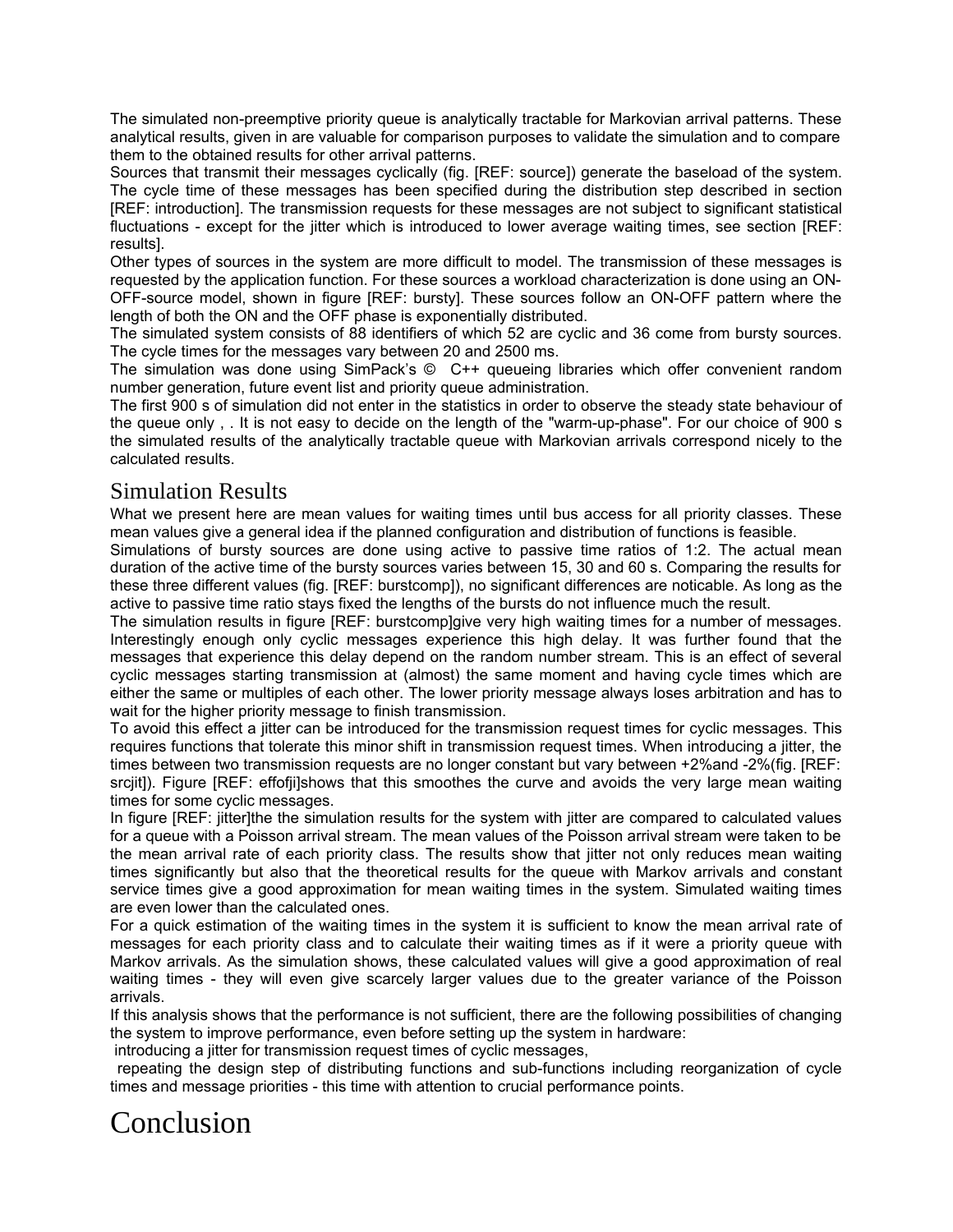The simulated non-preemptive priority queue is analytically tractable for Markovian arrival patterns. These analytical results, given in are valuable for comparison purposes to validate the simulation and to compare them to the obtained results for other arrival patterns.

Sources that transmit their messages cyclically (fig. [REF: source]) generate the baseload of the system. The cycle time of these messages has been specified during the distribution step described in section [REF: introduction]. The transmission requests for these messages are not subject to significant statistical fluctuations - except for the jitter which is introduced to lower average waiting times, see section [REF: results].

Other types of sources in the system are more difficult to model. The transmission of these messages is requested by the application function. For these sources a workload characterization is done using an ON-OFF-source model, shown in figure [REF: bursty]. These sources follow an ON-OFF pattern where the length of both the ON and the OFF phase is exponentially distributed.

The simulated system consists of 88 identifiers of which 52 are cyclic and 36 come from bursty sources. The cycle times for the messages vary between 20 and 2500 ms.

The simulation was done using SimPack's © C++ queueing libraries which offer convenient random number generation, future event list and priority queue administration.

The first 900 s of simulation did not enter in the statistics in order to observe the steady state behaviour of the queue only , . It is not easy to decide on the length of the "warm-up-phase". For our choice of 900 s the simulated results of the analytically tractable queue with Markovian arrivals correspond nicely to the calculated results.

## Simulation Results

What we present here are mean values for waiting times until bus access for all priority classes. These mean values give a general idea if the planned configuration and distribution of functions is feasible.

Simulations of bursty sources are done using active to passive time ratios of 1:2. The actual mean duration of the active time of the bursty sources varies between 15, 30 and 60 s. Comparing the results for these three different values (fig. [REF: burstcomp]), no significant differences are noticable. As long as the active to passive time ratio stays fixed the lengths of the bursts do not influence much the result.

The simulation results in figure [REF: burstcomp]give very high waiting times for a number of messages. Interestingly enough only cyclic messages experience this high delay. It was further found that the messages that experience this delay depend on the random number stream. This is an effect of several cyclic messages starting transmission at (almost) the same moment and having cycle times which are either the same or multiples of each other. The lower priority message always loses arbitration and has to wait for the higher priority message to finish transmission.

To avoid this effect a jitter can be introduced for the transmission request times for cyclic messages. This requires functions that tolerate this minor shift in transmission request times. When introducing a jitter, the times between two transmission requests are no longer constant but vary between +2%and -2%(fig. [REF: srcjit]). Figure [REF: effofji]shows that this smoothes the curve and avoids the very large mean waiting times for some cyclic messages.

In figure [REF: jitter]the the simulation results for the system with jitter are compared to calculated values for a queue with a Poisson arrival stream. The mean values of the Poisson arrival stream were taken to be the mean arrival rate of each priority class. The results show that jitter not only reduces mean waiting times significantly but also that the theoretical results for the queue with Markov arrivals and constant service times give a good approximation for mean waiting times in the system. Simulated waiting times are even lower than the calculated ones.

For a quick estimation of the waiting times in the system it is sufficient to know the mean arrival rate of messages for each priority class and to calculate their waiting times as if it were a priority queue with Markov arrivals. As the simulation shows, these calculated values will give a good approximation of real waiting times - they will even give scarcely larger values due to the greater variance of the Poisson arrivals.

If this analysis shows that the performance is not sufficient, there are the following possibilities of changing the system to improve performance, even before setting up the system in hardware:

- introducing a jitter for transmission request times of cyclic messages,
- repeating the design step of distributing functions and sub-functions including reorganization of cycle times and message priorities - this time with attention to crucial performance points.

# Conclusion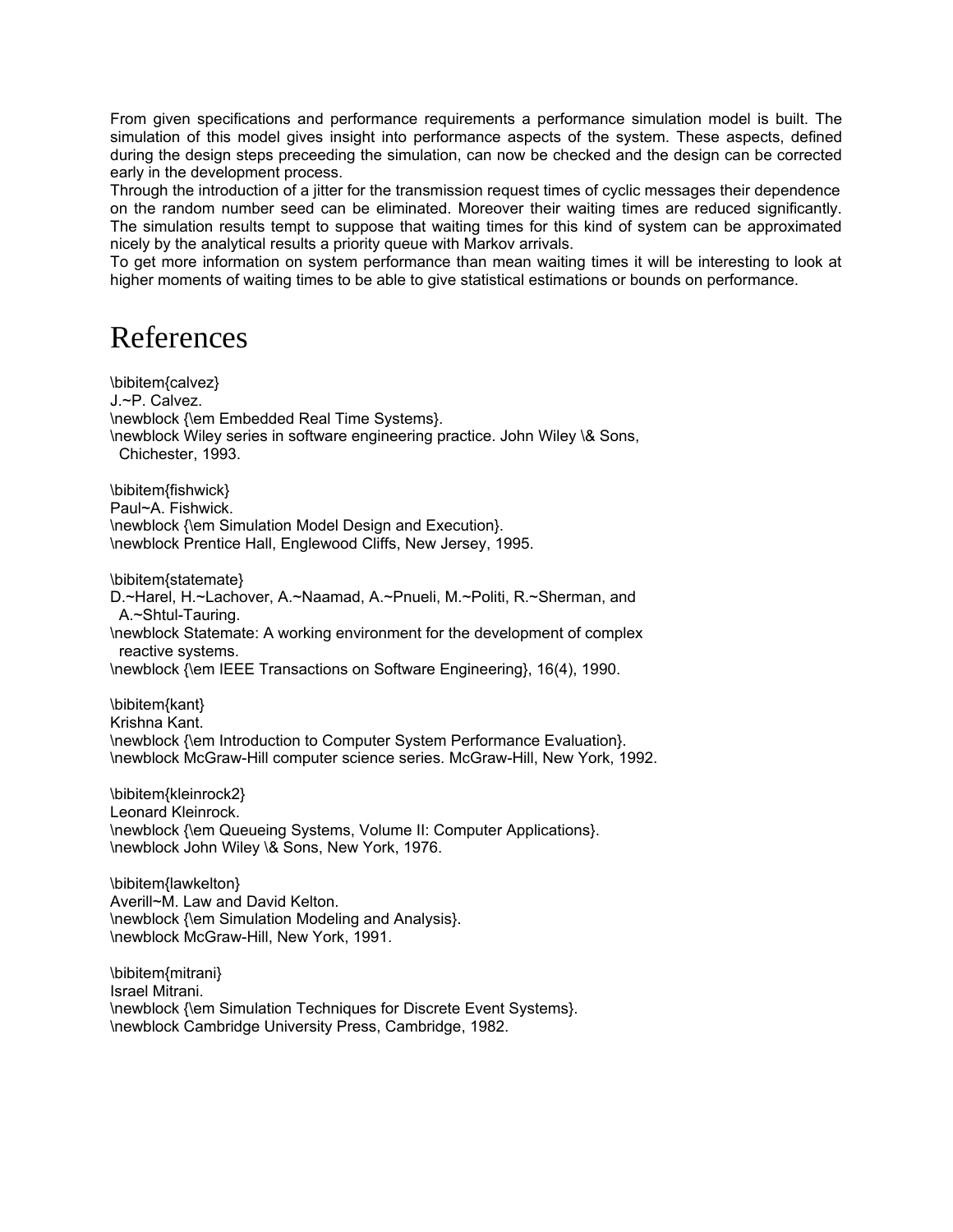From given specifications and performance requirements a performance simulation model is built. The simulation of this model gives insight into performance aspects of the system. These aspects, defined during the design steps preceeding the simulation, can now be checked and the design can be corrected early in the development process.
Through the introduction of a jitter for the transmission request times of cyclic messages their dependence on the random number seed can be eliminated. Moreover their waiting times are reduced significantly. The simulation results tempt to suppose that waiting times for this kind of system can be approximated nicely by the analytical results a priority queue with Markov arrivals.
To get more information on system performance than mean waiting times it will be interesting to look at higher moments of waiting times to be able to give statistical estimations or bounds on performance.

# References

\bibitem{calvez}
J.~P. Calvez.
\newblock {\em Embedded Real Time Systems}.
\newblock Wiley series in software engineering practice. John Wiley \& Sons,
  Chichester, 1993.

\bibitem{fishwick}
Paul~A. Fishwick.
\newblock {\em Simulation Model Design and Execution}.
\newblock Prentice Hall, Englewood Cliffs, New Jersey, 1995.

\bibitem{statemate}
D.~Harel, H.~Lachover, A.~Naamad, A.~Pnueli, M.~Politi, R.~Sherman, and
  A.~Shtul-Tauring.
\newblock Statemate: A working environment for the development of complex
  reactive systems.
\newblock {\em IEEE Transactions on Software Engineering}, 16(4), 1990.

\bibitem{kant}
Krishna Kant.
\newblock {\em Introduction to Computer System Performance Evaluation}.
\newblock McGraw-Hill computer science series. McGraw-Hill, New York, 1992.

\bibitem{kleinrock2}
Leonard Kleinrock.
\newblock {\em Queueing Systems, Volume II: Computer Applications}.
\newblock John Wiley \& Sons, New York, 1976.

\bibitem{lawkelton}
Averill~M. Law and David Kelton.
\newblock {\em Simulation Modeling and Analysis}.
\newblock McGraw-Hill, New York, 1991.

\bibitem{mitrani}
Israel Mitrani.
\newblock {\em Simulation Techniques for Discrete Event Systems}.
\newblock Cambridge University Press, Cambridge, 1982.